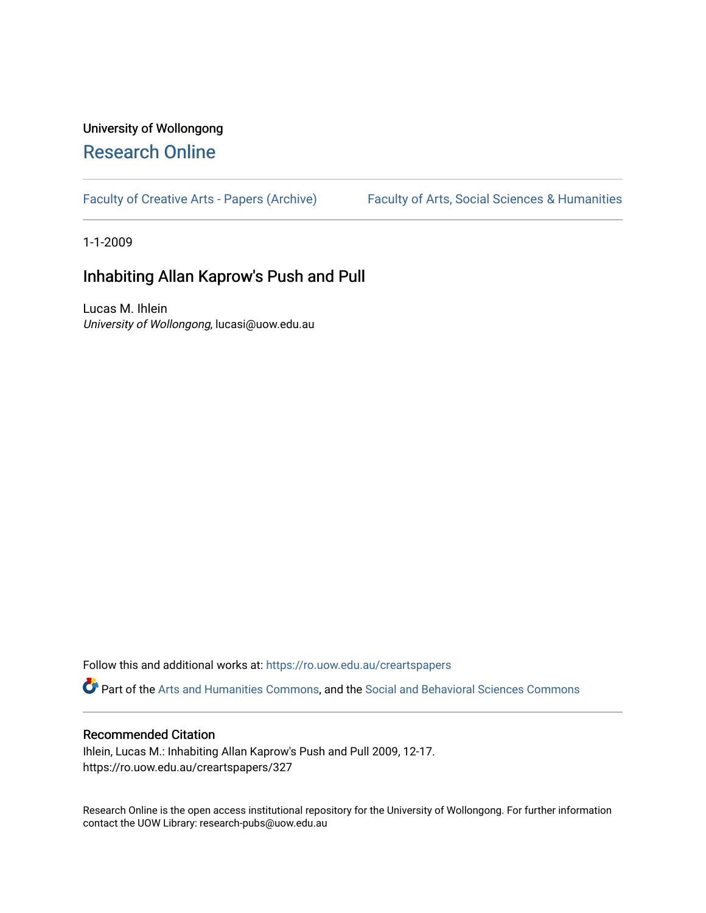University of Wollongong

# Research Online

Faculty of Creative Arts - Papers (Archive) | Faculty of Arts, Social Sciences & Humanities

1-1-2009

## Inhabiting Allan Kaprow's Push and Pull

Lucas M. Ihlein
*University of Wollongong*, lucasi@uow.edu.au

Follow this and additional works at: https://ro.uow.edu.au/creartspapers

Part of the Arts and Humanities Commons, and the Social and Behavioral Sciences Commons

### Recommended Citation

Ihlein, Lucas M.: Inhabiting Allan Kaprow's Push and Pull 2009, 12-17.
https://ro.uow.edu.au/creartspapers/327

Research Online is the open access institutional repository for the University of Wollongong. For further information contact the UOW Library: research-pubs@uow.edu.au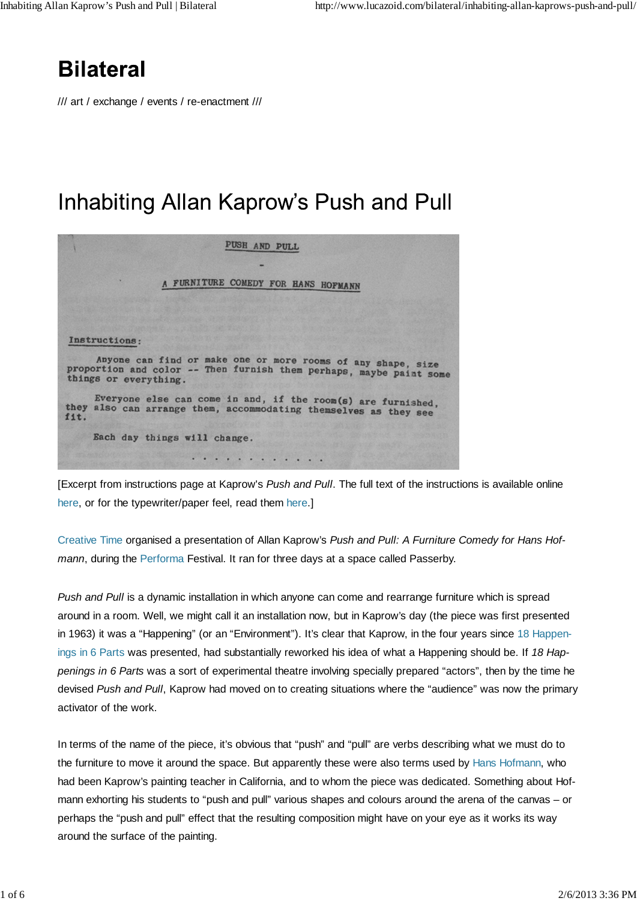# Bilateral

/// art / exchange / events / re-enactment ///

# Inhabiting Allan Kaprow's Push and Pull

PUSH AND PULL

-

A FURNITURE COMEDY FOR HANS HOFMANN

Instructions:

Anyone can find or make one or more rooms of any shape, size proportion and color -- Then furnish them perhaps, maybe paint some things or everything.

Everyone else can come in and, if the room(s) are furnished, they also can arrange them, accommodating themselves as they see fit.

Each day things will change.

. . . . . . . . . . .

[Excerpt from instructions page at Kaprow's *Push and Pull*. The full text of the instructions is available online here, or for the typewriter/paper feel, read them here.]

Creative Time organised a presentation of Allan Kaprow's *Push and Pull: A Furniture Comedy for Hans Hofmann*, during the Performa Festival. It ran for three days at a space called Passerby.

*Push and Pull* is a dynamic installation in which anyone can come and rearrange furniture which is spread around in a room. Well, we might call it an installation now, but in Kaprow's day (the piece was first presented in 1963) it was a "Happening" (or an "Environment"). It's clear that Kaprow, in the four years since 18 Happenings in 6 Parts was presented, had substantially reworked his idea of what a Happening should be. If *18 Happenings in 6 Parts* was a sort of experimental theatre involving specially prepared "actors", then by the time he devised *Push and Pull*, Kaprow had moved on to creating situations where the "audience" was now the primary activator of the work.

In terms of the name of the piece, it's obvious that "push" and "pull" are verbs describing what we must do to the furniture to move it around the space. But apparently these were also terms used by Hans Hofmann, who had been Kaprow's painting teacher in California, and to whom the piece was dedicated. Something about Hofmann exhorting his students to "push and pull" various shapes and colours around the arena of the canvas – or perhaps the "push and pull" effect that the resulting composition might have on your eye as it works its way around the surface of the painting.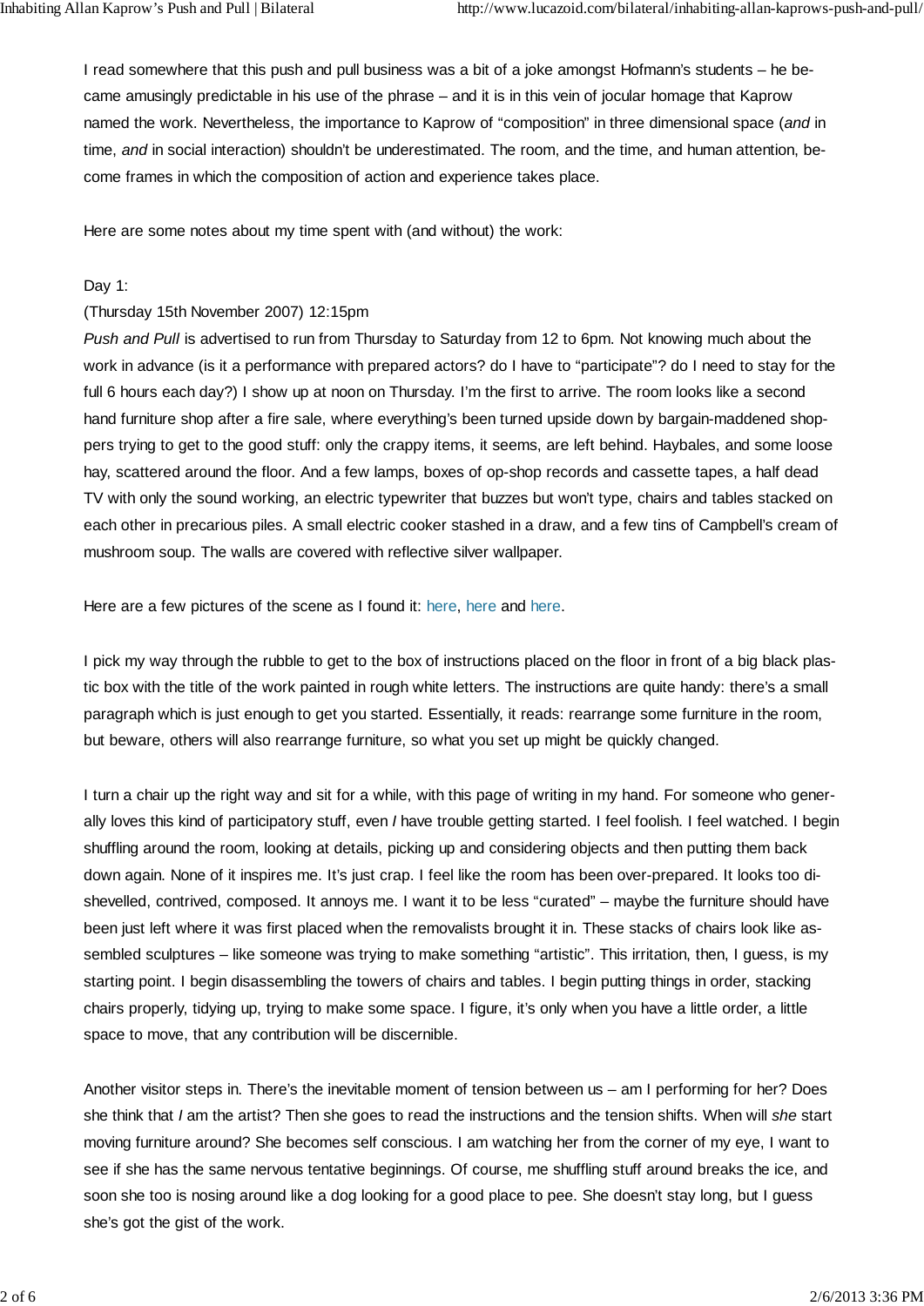I read somewhere that this push and pull business was a bit of a joke amongst Hofmann's students – he became amusingly predictable in his use of the phrase – and it is in this vein of jocular homage that Kaprow named the work. Nevertheless, the importance to Kaprow of "composition" in three dimensional space (*and* in time, *and* in social interaction) shouldn't be underestimated. The room, and the time, and human attention, become frames in which the composition of action and experience takes place.

Here are some notes about my time spent with (and without) the work:

Day 1:
(Thursday 15th November 2007) 12:15pm
*Push and Pull* is advertised to run from Thursday to Saturday from 12 to 6pm. Not knowing much about the work in advance (is it a performance with prepared actors? do I have to "participate"? do I need to stay for the full 6 hours each day?) I show up at noon on Thursday. I'm the first to arrive. The room looks like a second hand furniture shop after a fire sale, where everything's been turned upside down by bargain-maddened shoppers trying to get to the good stuff: only the crappy items, it seems, are left behind. Haybales, and some loose hay, scattered around the floor. And a few lamps, boxes of op-shop records and cassette tapes, a half dead TV with only the sound working, an electric typewriter that buzzes but won't type, chairs and tables stacked on each other in precarious piles. A small electric cooker stashed in a draw, and a few tins of Campbell's cream of mushroom soup. The walls are covered with reflective silver wallpaper.

Here are a few pictures of the scene as I found it: here, here and here.

I pick my way through the rubble to get to the box of instructions placed on the floor in front of a big black plastic box with the title of the work painted in rough white letters. The instructions are quite handy: there's a small paragraph which is just enough to get you started. Essentially, it reads: rearrange some furniture in the room, but beware, others will also rearrange furniture, so what you set up might be quickly changed.

I turn a chair up the right way and sit for a while, with this page of writing in my hand. For someone who generally loves this kind of participatory stuff, even *I* have trouble getting started. I feel foolish. I feel watched. I begin shuffling around the room, looking at details, picking up and considering objects and then putting them back down again. None of it inspires me. It's just crap. I feel like the room has been over-prepared. It looks too dishevelled, contrived, composed. It annoys me. I want it to be less "curated" – maybe the furniture should have been just left where it was first placed when the removalists brought it in. These stacks of chairs look like assembled sculptures – like someone was trying to make something "artistic". This irritation, then, I guess, is my starting point. I begin disassembling the towers of chairs and tables. I begin putting things in order, stacking chairs properly, tidying up, trying to make some space. I figure, it's only when you have a little order, a little space to move, that any contribution will be discernible.

Another visitor steps in. There's the inevitable moment of tension between us – am I performing for her? Does she think that *I* am the artist? Then she goes to read the instructions and the tension shifts. When will *she* start moving furniture around? She becomes self conscious. I am watching her from the corner of my eye, I want to see if she has the same nervous tentative beginnings. Of course, me shuffling stuff around breaks the ice, and soon she too is nosing around like a dog looking for a good place to pee. She doesn't stay long, but I guess she's got the gist of the work.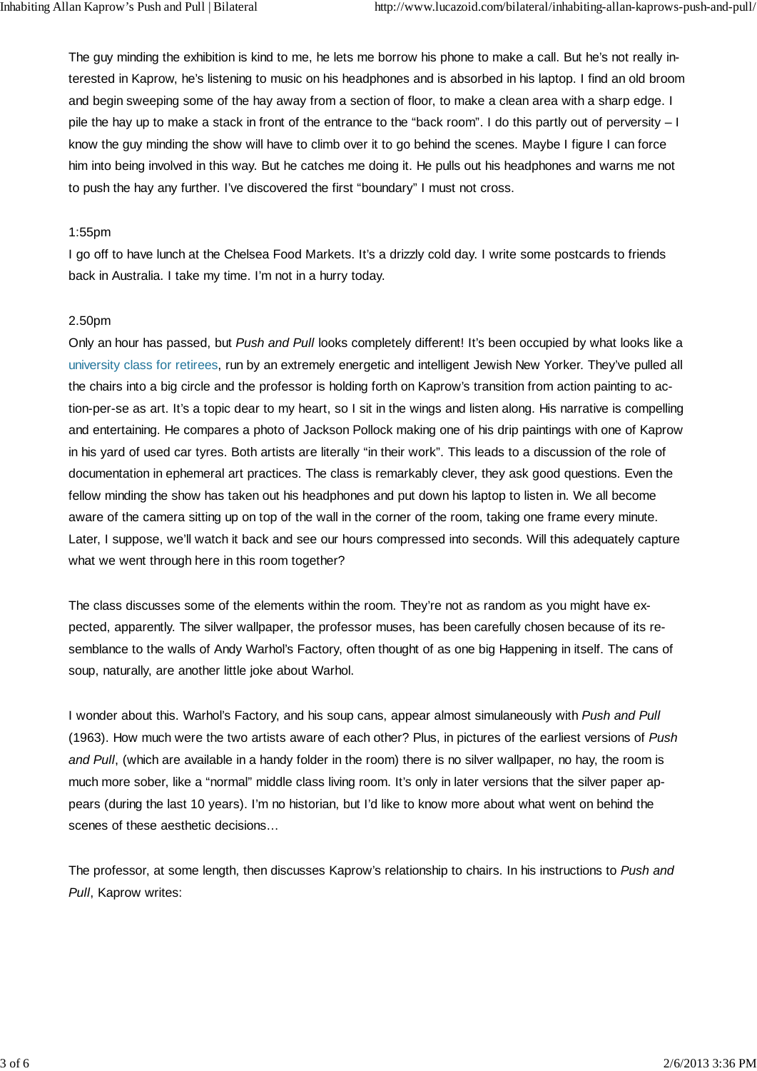The guy minding the exhibition is kind to me, he lets me borrow his phone to make a call. But he's not really interested in Kaprow, he's listening to music on his headphones and is absorbed in his laptop. I find an old broom and begin sweeping some of the hay away from a section of floor, to make a clean area with a sharp edge. I pile the hay up to make a stack in front of the entrance to the "back room". I do this partly out of perversity – I know the guy minding the show will have to climb over it to go behind the scenes. Maybe I figure I can force him into being involved in this way. But he catches me doing it. He pulls out his headphones and warns me not to push the hay any further. I've discovered the first "boundary" I must not cross.

1:55pm

I go off to have lunch at the Chelsea Food Markets. It's a drizzly cold day. I write some postcards to friends back in Australia. I take my time. I'm not in a hurry today.

2.50pm

Only an hour has passed, but *Push and Pull* looks completely different! It's been occupied by what looks like a university class for retirees, run by an extremely energetic and intelligent Jewish New Yorker. They've pulled all the chairs into a big circle and the professor is holding forth on Kaprow's transition from action painting to action-per-se as art. It's a topic dear to my heart, so I sit in the wings and listen along. His narrative is compelling and entertaining. He compares a photo of Jackson Pollock making one of his drip paintings with one of Kaprow in his yard of used car tyres. Both artists are literally "in their work". This leads to a discussion of the role of documentation in ephemeral art practices. The class is remarkably clever, they ask good questions. Even the fellow minding the show has taken out his headphones and put down his laptop to listen in. We all become aware of the camera sitting up on top of the wall in the corner of the room, taking one frame every minute. Later, I suppose, we'll watch it back and see our hours compressed into seconds. Will this adequately capture what we went through here in this room together?

The class discusses some of the elements within the room. They're not as random as you might have expected, apparently. The silver wallpaper, the professor muses, has been carefully chosen because of its resemblance to the walls of Andy Warhol's Factory, often thought of as one big Happening in itself. The cans of soup, naturally, are another little joke about Warhol.

I wonder about this. Warhol's Factory, and his soup cans, appear almost simulaneously with *Push and Pull* (1963). How much were the two artists aware of each other? Plus, in pictures of the earliest versions of *Push and Pull*, (which are available in a handy folder in the room) there is no silver wallpaper, no hay, the room is much more sober, like a "normal" middle class living room. It's only in later versions that the silver paper appears (during the last 10 years). I'm no historian, but I'd like to know more about what went on behind the scenes of these aesthetic decisions…

The professor, at some length, then discusses Kaprow's relationship to chairs. In his instructions to *Push and Pull*, Kaprow writes: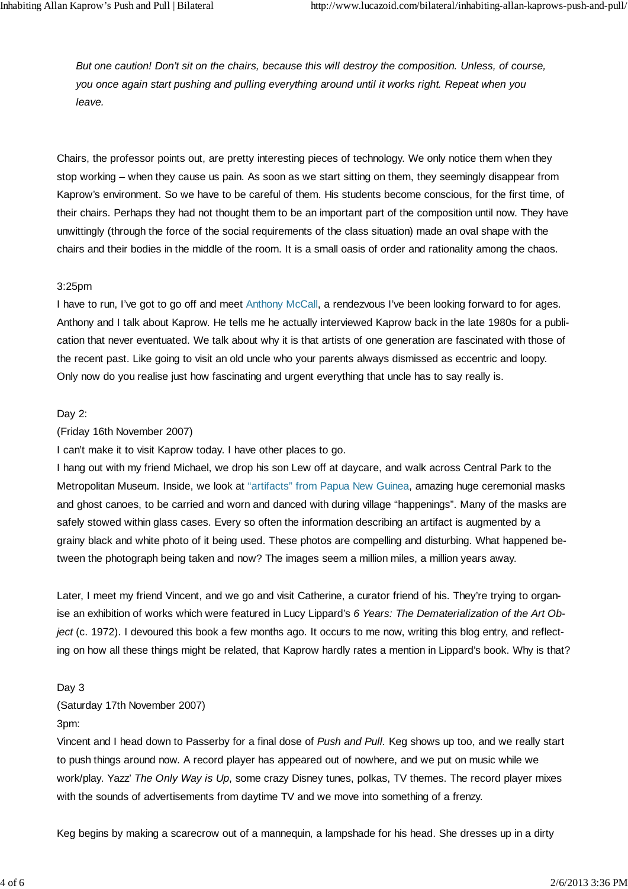*But one caution! Don't sit on the chairs, because this will destroy the composition. Unless, of course, you once again start pushing and pulling everything around until it works right. Repeat when you leave.*

Chairs, the professor points out, are pretty interesting pieces of technology. We only notice them when they stop working – when they cause us pain. As soon as we start sitting on them, they seemingly disappear from Kaprow's environment. So we have to be careful of them. His students become conscious, for the first time, of their chairs. Perhaps they had not thought them to be an important part of the composition until now. They have unwittingly (through the force of the social requirements of the class situation) made an oval shape with the chairs and their bodies in the middle of the room. It is a small oasis of order and rationality among the chaos.

3:25pm
I have to run, I've got to go off and meet Anthony McCall, a rendezvous I've been looking forward to for ages. Anthony and I talk about Kaprow. He tells me he actually interviewed Kaprow back in the late 1980s for a publication that never eventuated. We talk about why it is that artists of one generation are fascinated with those of the recent past. Like going to visit an old uncle who your parents always dismissed as eccentric and loopy. Only now do you realise just how fascinating and urgent everything that uncle has to say really is.

Day 2:
(Friday 16th November 2007)
I can't make it to visit Kaprow today. I have other places to go.
I hang out with my friend Michael, we drop his son Lew off at daycare, and walk across Central Park to the Metropolitan Museum. Inside, we look at "artifacts" from Papua New Guinea, amazing huge ceremonial masks and ghost canoes, to be carried and worn and danced with during village "happenings". Many of the masks are safely stowed within glass cases. Every so often the information describing an artifact is augmented by a grainy black and white photo of it being used. These photos are compelling and disturbing. What happened between the photograph being taken and now? The images seem a million miles, a million years away.

Later, I meet my friend Vincent, and we go and visit Catherine, a curator friend of his. They're trying to organise an exhibition of works which were featured in Lucy Lippard's *6 Years: The Dematerialization of the Art Object* (c. 1972). I devoured this book a few months ago. It occurs to me now, writing this blog entry, and reflecting on how all these things might be related, that Kaprow hardly rates a mention in Lippard's book. Why is that?

Day 3
(Saturday 17th November 2007)
3pm:
Vincent and I head down to Passerby for a final dose of *Push and Pull*. Keg shows up too, and we really start to push things around now. A record player has appeared out of nowhere, and we put on music while we work/play. Yazz' *The Only Way is Up*, some crazy Disney tunes, polkas, TV themes. The record player mixes with the sounds of advertisements from daytime TV and we move into something of a frenzy.

Keg begins by making a scarecrow out of a mannequin, a lampshade for his head. She dresses up in a dirty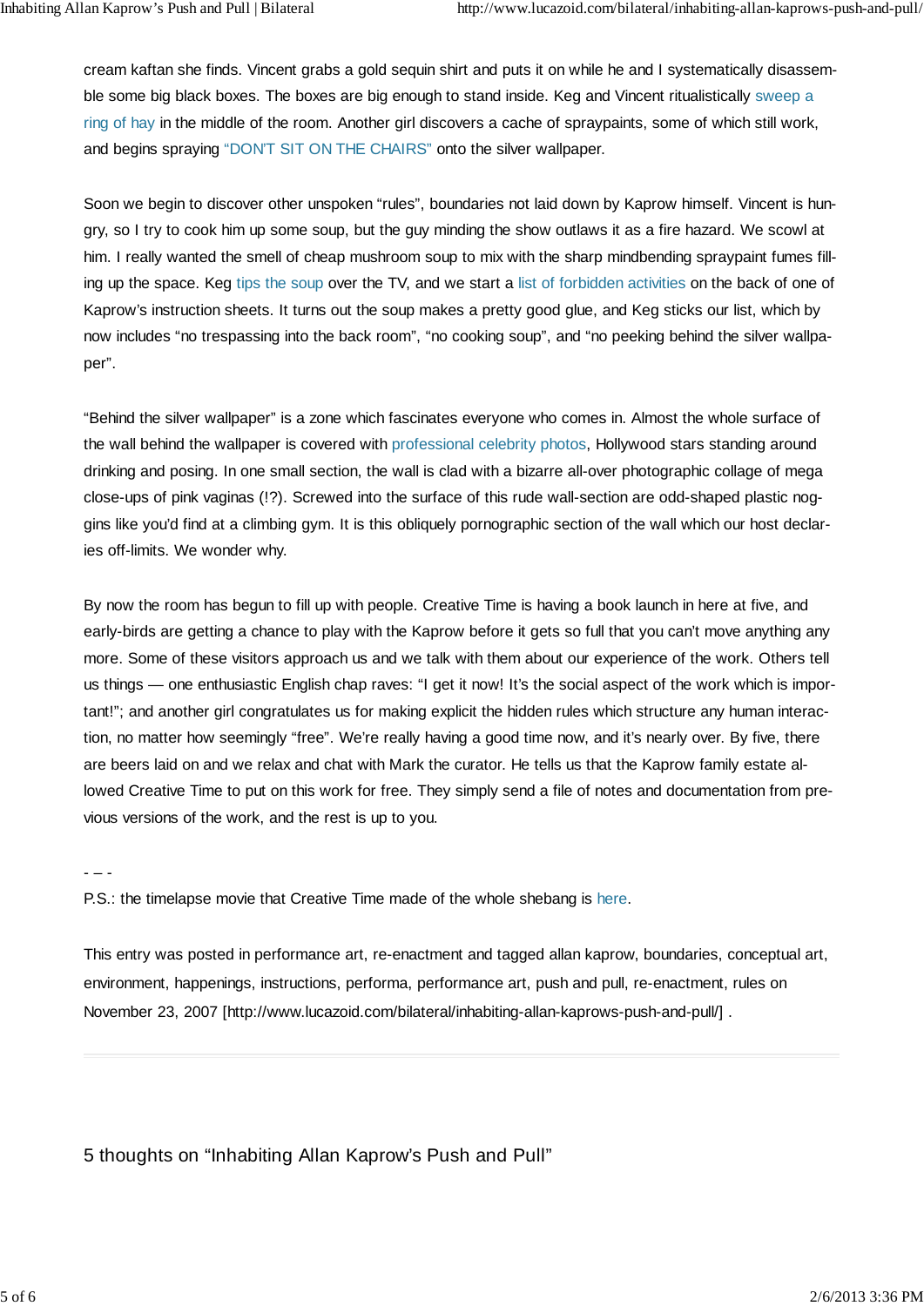cream kaftan she finds. Vincent grabs a gold sequin shirt and puts it on while he and I systematically disassemble some big black boxes. The boxes are big enough to stand inside. Keg and Vincent ritualistically sweep a ring of hay in the middle of the room. Another girl discovers a cache of spraypaints, some of which still work, and begins spraying "DON'T SIT ON THE CHAIRS" onto the silver wallpaper.

Soon we begin to discover other unspoken "rules", boundaries not laid down by Kaprow himself. Vincent is hungry, so I try to cook him up some soup, but the guy minding the show outlaws it as a fire hazard. We scowl at him. I really wanted the smell of cheap mushroom soup to mix with the sharp mindbending spraypaint fumes filling up the space. Keg tips the soup over the TV, and we start a list of forbidden activities on the back of one of Kaprow's instruction sheets. It turns out the soup makes a pretty good glue, and Keg sticks our list, which by now includes "no trespassing into the back room", "no cooking soup", and "no peeking behind the silver wallpaper".

"Behind the silver wallpaper" is a zone which fascinates everyone who comes in. Almost the whole surface of the wall behind the wallpaper is covered with professional celebrity photos, Hollywood stars standing around drinking and posing. In one small section, the wall is clad with a bizarre all-over photographic collage of mega close-ups of pink vaginas (!?). Screwed into the surface of this rude wall-section are odd-shaped plastic noggins like you'd find at a climbing gym. It is this obliquely pornographic section of the wall which our host declaries off-limits. We wonder why.

By now the room has begun to fill up with people. Creative Time is having a book launch in here at five, and early-birds are getting a chance to play with the Kaprow before it gets so full that you can't move anything any more. Some of these visitors approach us and we talk with them about our experience of the work. Others tell us things — one enthusiastic English chap raves: "I get it now! It's the social aspect of the work which is important!"; and another girl congratulates us for making explicit the hidden rules which structure any human interaction, no matter how seemingly "free". We're really having a good time now, and it's nearly over. By five, there are beers laid on and we relax and chat with Mark the curator. He tells us that the Kaprow family estate allowed Creative Time to put on this work for free. They simply send a file of notes and documentation from previous versions of the work, and the rest is up to you.

- – -

P.S.: the timelapse movie that Creative Time made of the whole shebang is here.

This entry was posted in performance art, re-enactment and tagged allan kaprow, boundaries, conceptual art, environment, happenings, instructions, performa, performance art, push and pull, re-enactment, rules on November 23, 2007 [http://www.lucazoid.com/bilateral/inhabiting-allan-kaprows-push-and-pull/] .

## 5 thoughts on "Inhabiting Allan Kaprow's Push and Pull"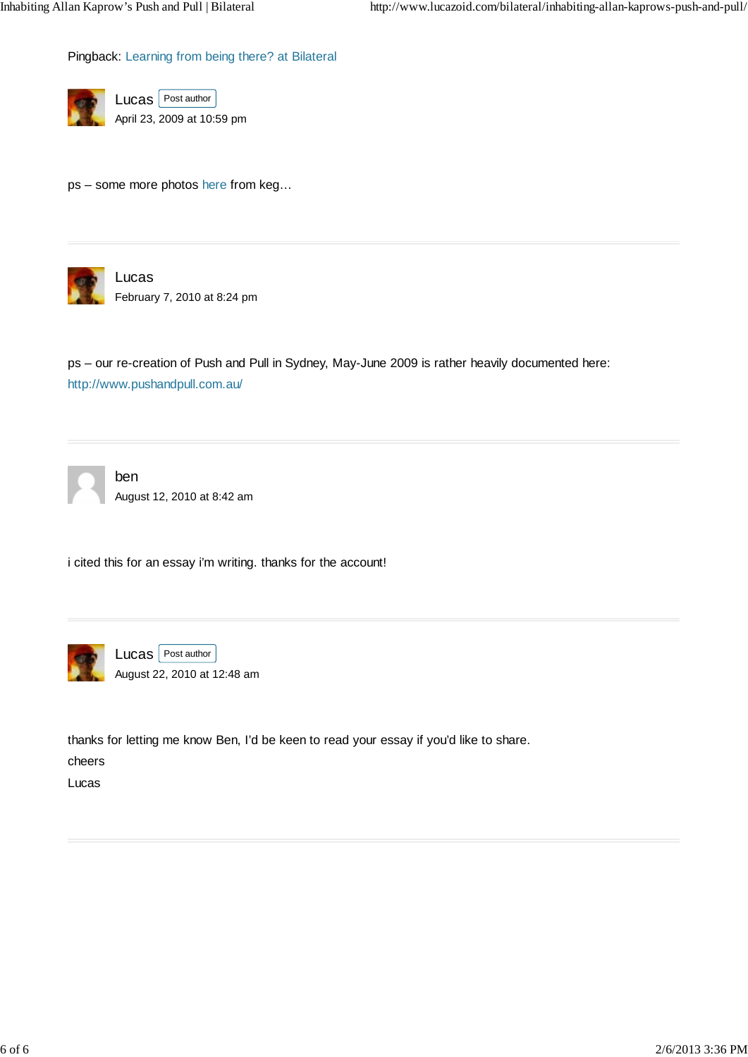Pingback: Learning from being there? at Bilateral

Lucas Post author
April 23, 2009 at 10:59 pm

ps – some more photos here from keg…

---

Lucas
February 7, 2010 at 8:24 pm

ps – our re-creation of Push and Pull in Sydney, May-June 2009 is rather heavily documented here: http://www.pushandpull.com.au/

---

ben
August 12, 2010 at 8:42 am

i cited this for an essay i'm writing. thanks for the account!

---

Lucas Post author
August 22, 2010 at 12:48 am

thanks for letting me know Ben, I'd be keen to read your essay if you'd like to share.
cheers
Lucas

---